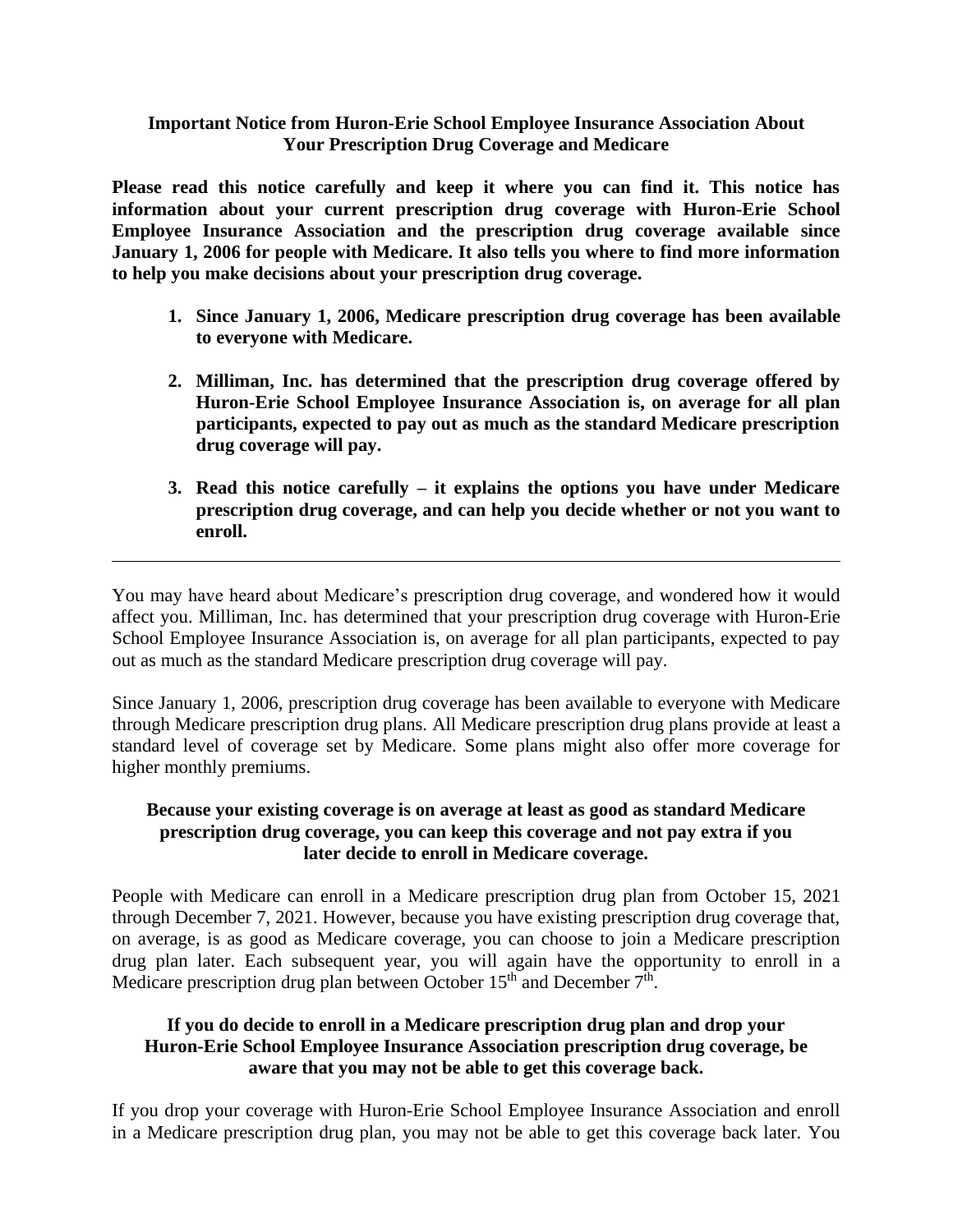**Important Notice from Huron-Erie School Employee Insurance Association About Your Prescription Drug Coverage and Medicare**

**Please read this notice carefully and keep it where you can find it. This notice has information about your current prescription drug coverage with Huron-Erie School Employee Insurance Association and the prescription drug coverage available since January 1, 2006 for people with Medicare. It also tells you where to find more information to help you make decisions about your prescription drug coverage.**

1. **Since January 1, 2006, Medicare prescription drug coverage has been available to everyone with Medicare.**
2. **Milliman, Inc. has determined that the prescription drug coverage offered by Huron-Erie School Employee Insurance Association is, on average for all plan participants, expected to pay out as much as the standard Medicare prescription drug coverage will pay.**
3. **Read this notice carefully – it explains the options you have under Medicare prescription drug coverage, and can help you decide whether or not you want to enroll.**

---

You may have heard about Medicare's prescription drug coverage, and wondered how it would affect you. Milliman, Inc. has determined that your prescription drug coverage with Huron-Erie School Employee Insurance Association is, on average for all plan participants, expected to pay out as much as the standard Medicare prescription drug coverage will pay.

Since January 1, 2006, prescription drug coverage has been available to everyone with Medicare through Medicare prescription drug plans. All Medicare prescription drug plans provide at least a standard level of coverage set by Medicare. Some plans might also offer more coverage for higher monthly premiums.

**Because your existing coverage is on average at least as good as standard Medicare prescription drug coverage, you can keep this coverage and not pay extra if you later decide to enroll in Medicare coverage.**

People with Medicare can enroll in a Medicare prescription drug plan from October 15, 2021 through December 7, 2021. However, because you have existing prescription drug coverage that, on average, is as good as Medicare coverage, you can choose to join a Medicare prescription drug plan later. Each subsequent year, you will again have the opportunity to enroll in a Medicare prescription drug plan between October 15th and December 7th.

**If you do decide to enroll in a Medicare prescription drug plan and drop your Huron-Erie School Employee Insurance Association prescription drug coverage, be aware that you may not be able to get this coverage back.**

If you drop your coverage with Huron-Erie School Employee Insurance Association and enroll in a Medicare prescription drug plan, you may not be able to get this coverage back later. You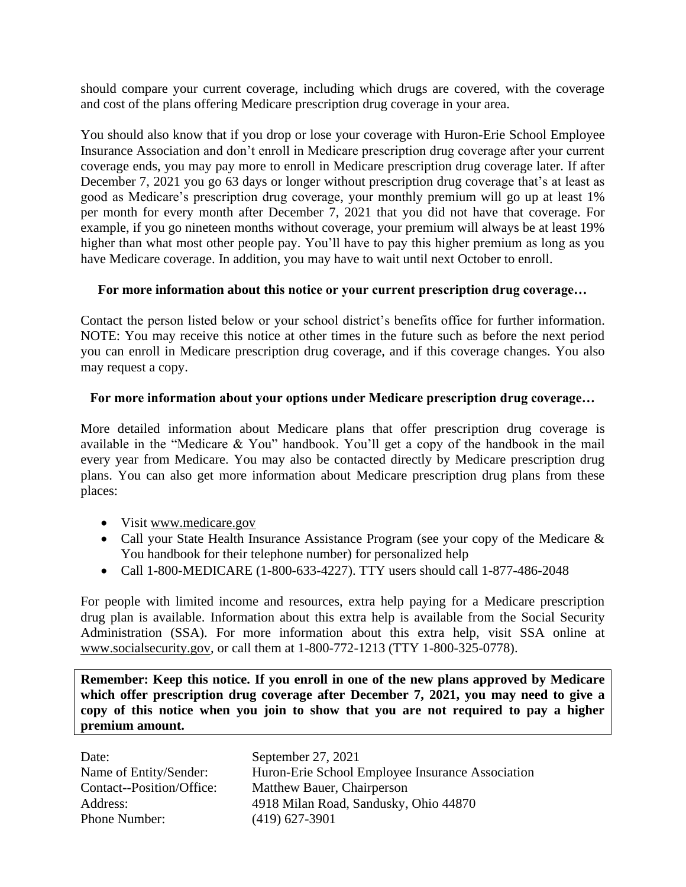should compare your current coverage, including which drugs are covered, with the coverage and cost of the plans offering Medicare prescription drug coverage in your area.

You should also know that if you drop or lose your coverage with Huron-Erie School Employee Insurance Association and don't enroll in Medicare prescription drug coverage after your current coverage ends, you may pay more to enroll in Medicare prescription drug coverage later. If after December 7, 2021 you go 63 days or longer without prescription drug coverage that's at least as good as Medicare's prescription drug coverage, your monthly premium will go up at least 1% per month for every month after December 7, 2021 that you did not have that coverage. For example, if you go nineteen months without coverage, your premium will always be at least 19% higher than what most other people pay. You'll have to pay this higher premium as long as you have Medicare coverage. In addition, you may have to wait until next October to enroll.

**For more information about this notice or your current prescription drug coverage…**

Contact the person listed below or your school district's benefits office for further information. NOTE: You may receive this notice at other times in the future such as before the next period you can enroll in Medicare prescription drug coverage, and if this coverage changes. You also may request a copy.

**For more information about your options under Medicare prescription drug coverage…**

More detailed information about Medicare plans that offer prescription drug coverage is available in the "Medicare & You" handbook. You'll get a copy of the handbook in the mail every year from Medicare. You may also be contacted directly by Medicare prescription drug plans. You can also get more information about Medicare prescription drug plans from these places:

- Visit www.medicare.gov
- Call your State Health Insurance Assistance Program (see your copy of the Medicare & You handbook for their telephone number) for personalized help
- Call 1-800-MEDICARE (1-800-633-4227). TTY users should call 1-877-486-2048

For people with limited income and resources, extra help paying for a Medicare prescription drug plan is available. Information about this extra help is available from the Social Security Administration (SSA). For more information about this extra help, visit SSA online at www.socialsecurity.gov, or call them at 1-800-772-1213 (TTY 1-800-325-0778).

**Remember: Keep this notice. If you enroll in one of the new plans approved by Medicare which offer prescription drug coverage after December 7, 2021, you may need to give a copy of this notice when you join to show that you are not required to pay a higher premium amount.**

| | |
|---|---|
| Date: | September 27, 2021 |
| Name of Entity/Sender: | Huron-Erie School Employee Insurance Association |
| Contact--Position/Office: | Matthew Bauer, Chairperson |
| Address: | 4918 Milan Road, Sandusky, Ohio 44870 |
| Phone Number: | (419) 627-3901 |